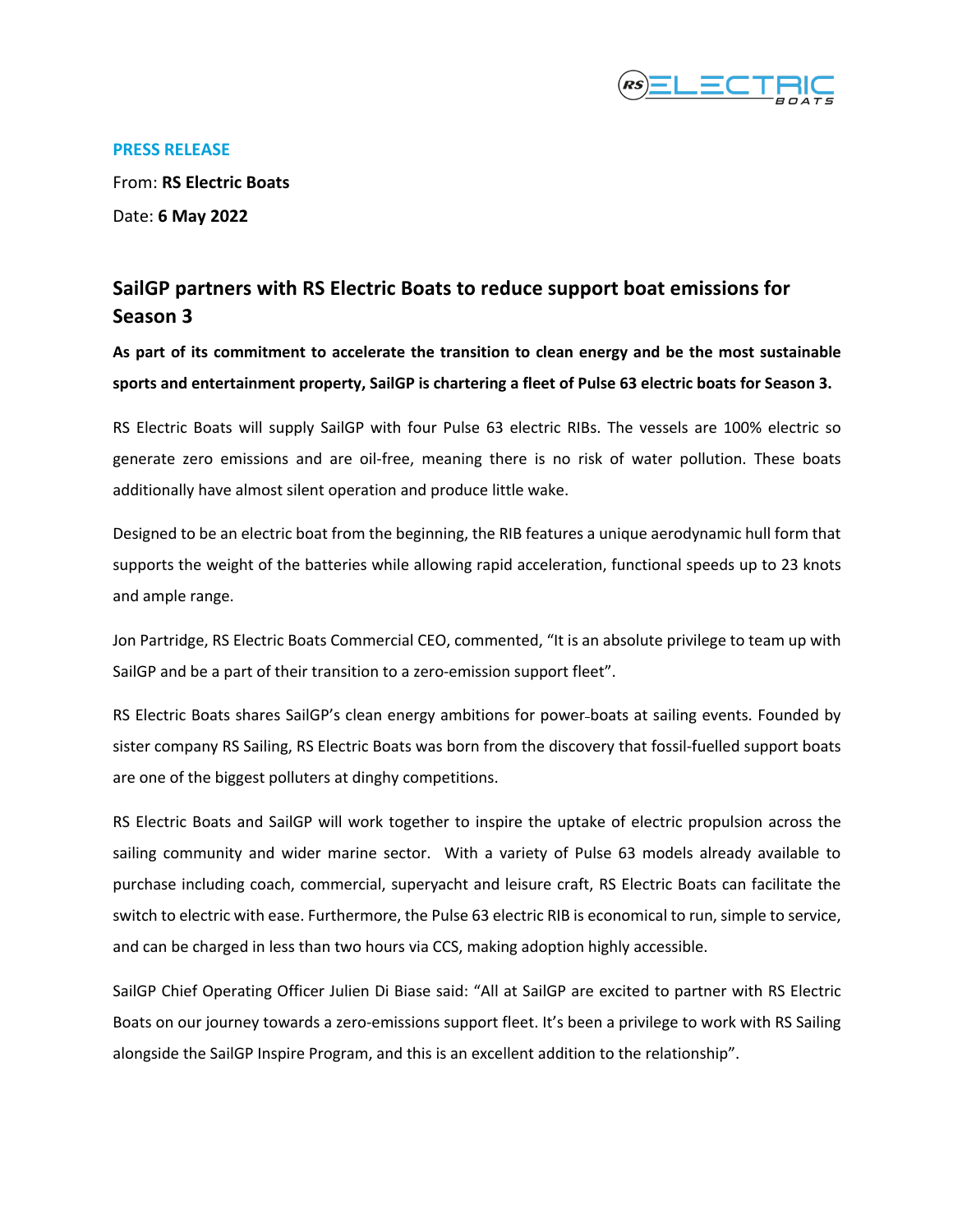**PRESS RELEASE**

From: **RS Electric Boats**

Date: **6 May 2022**

## SailGP partners with RS Electric Boats to reduce support boat emissions for Season 3

**As part of its commitment to accelerate the transition to clean energy and be the most sustainable sports and entertainment property, SailGP is chartering a fleet of Pulse 63 electric boats for Season 3.**

RS Electric Boats will supply SailGP with four Pulse 63 electric RIBs. The vessels are 100% electric so generate zero emissions and are oil-free, meaning there is no risk of water pollution. These boats additionally have almost silent operation and produce little wake.

Designed to be an electric boat from the beginning, the RIB features a unique aerodynamic hull form that supports the weight of the batteries while allowing rapid acceleration, functional speeds up to 23 knots and ample range.

Jon Partridge, RS Electric Boats Commercial CEO, commented, "It is an absolute privilege to team up with SailGP and be a part of their transition to a zero-emission support fleet".

RS Electric Boats shares SailGP's clean energy ambitions for power-boats at sailing events. Founded by sister company RS Sailing, RS Electric Boats was born from the discovery that fossil-fuelled support boats are one of the biggest polluters at dinghy competitions.

RS Electric Boats and SailGP will work together to inspire the uptake of electric propulsion across the sailing community and wider marine sector. With a variety of Pulse 63 models already available to purchase including coach, commercial, superyacht and leisure craft, RS Electric Boats can facilitate the switch to electric with ease. Furthermore, the Pulse 63 electric RIB is economical to run, simple to service, and can be charged in less than two hours via CCS, making adoption highly accessible.

SailGP Chief Operating Officer Julien Di Biase said: "All at SailGP are excited to partner with RS Electric Boats on our journey towards a zero-emissions support fleet. It's been a privilege to work with RS Sailing alongside the SailGP Inspire Program, and this is an excellent addition to the relationship".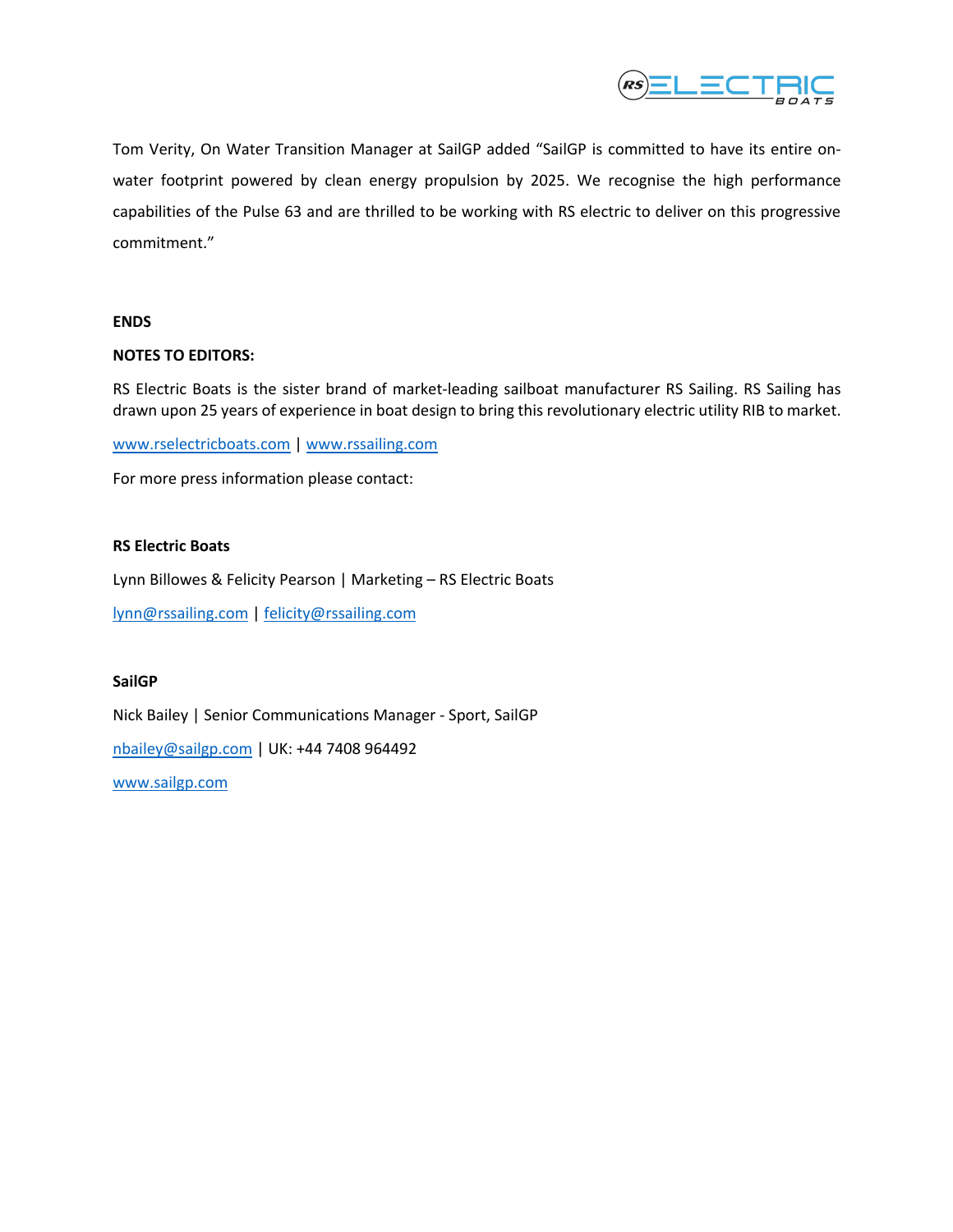Tom Verity, On Water Transition Manager at SailGP added "SailGP is committed to have its entire on-water footprint powered by clean energy propulsion by 2025. We recognise the high performance capabilities of the Pulse 63 and are thrilled to be working with RS electric to deliver on this progressive commitment."

**ENDS**

**NOTES TO EDITORS:**

RS Electric Boats is the sister brand of market-leading sailboat manufacturer RS Sailing. RS Sailing has drawn upon 25 years of experience in boat design to bring this revolutionary electric utility RIB to market.

www.rselectricboats.com | www.rssailing.com

For more press information please contact:

**RS Electric Boats**

Lynn Billowes & Felicity Pearson | Marketing – RS Electric Boats

lynn@rssailing.com | felicity@rssailing.com

**SailGP**

Nick Bailey | Senior Communications Manager - Sport, SailGP

nbailey@sailgp.com | UK: +44 7408 964492

www.sailgp.com